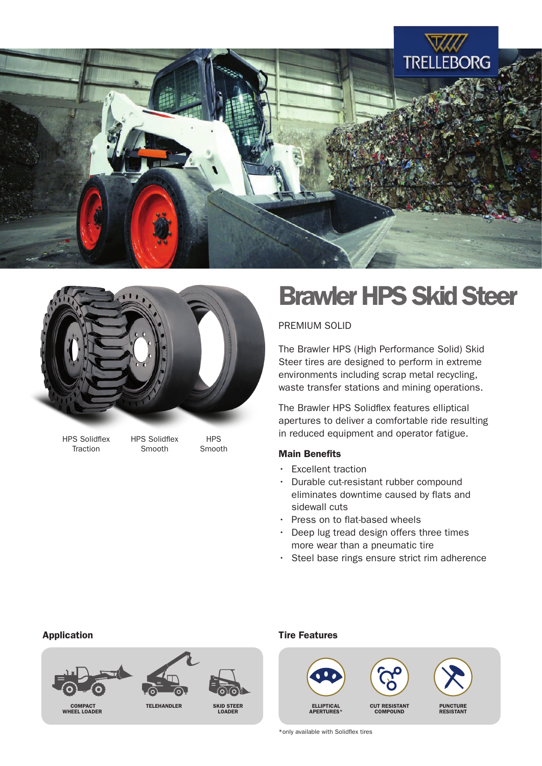TRELLEBORG

HPS Solidflex Traction

HPS Solidflex Smooth

HPS Smooth

# Brawler HPS Skid Steer

PREMIUM SOLID

The Brawler HPS (High Performance Solid) Skid Steer tires are designed to perform in extreme environments including scrap metal recycling, waste transfer stations and mining operations.

The Brawler HPS Solidflex features elliptical apertures to deliver a comfortable ride resulting in reduced equipment and operator fatigue.

### Main Benefits

- Excellent traction
- Durable cut-resistant rubber compound eliminates downtime caused by flats and sidewall cuts
- Press on to flat-based wheels
- Deep lug tread design offers three times more wear than a pneumatic tire
- Steel base rings ensure strict rim adherence

### Application

COMPACT WHEEL LOADER

TELEHANDLER

SKID STEER LOADER

### Tire Features

ELLIPTICAL APERTURES*

CUT RESISTANT COMPOUND

PUNCTURE RESISTANT

*only available with Solidflex tires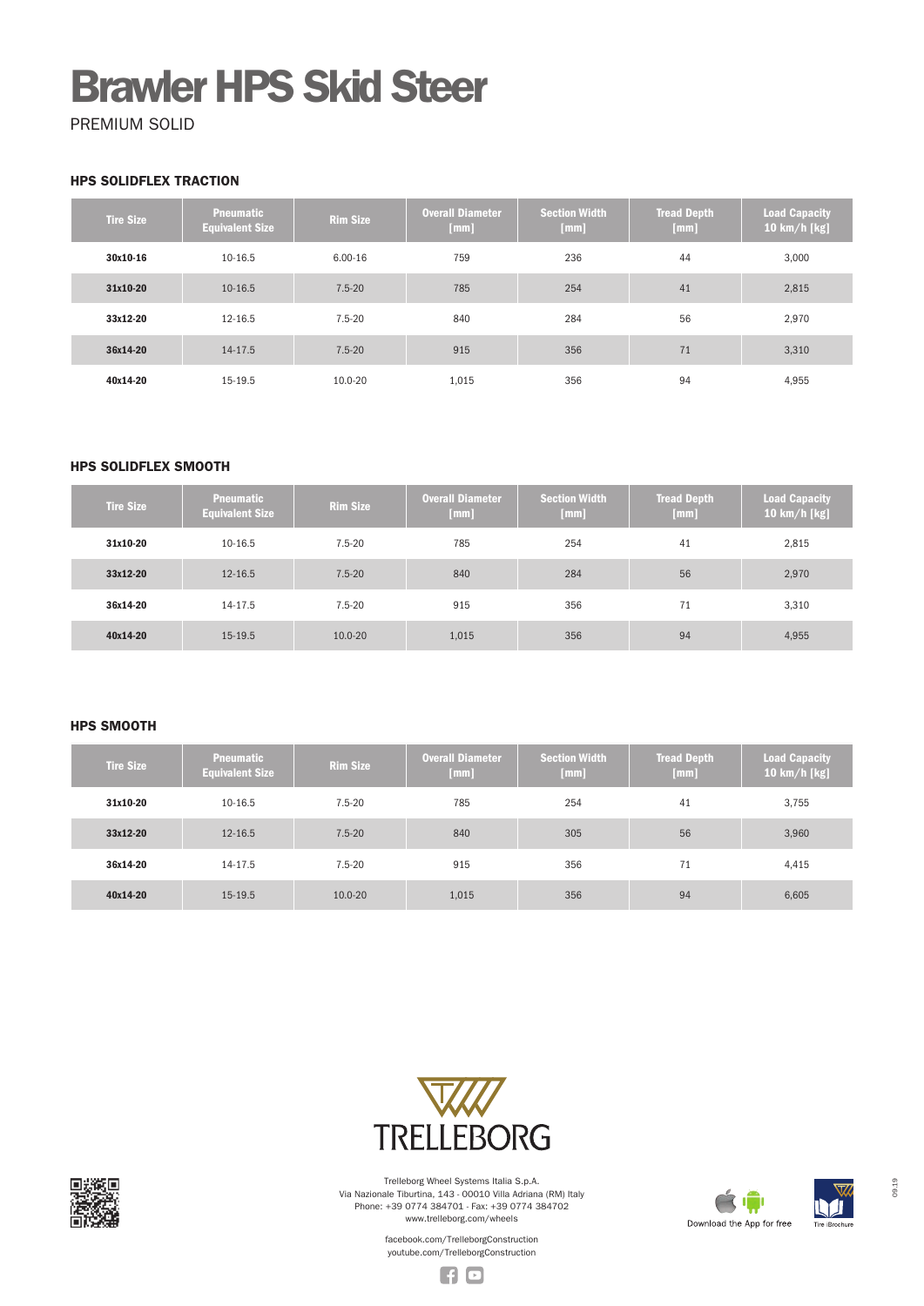# Brawler HPS Skid Steer

PREMIUM SOLID

### HPS SOLIDFLEX TRACTION

| Tire Size | Pneumatic Equivalent Size | Rim Size | Overall Diameter [mm] | Section Width [mm] | Tread Depth [mm] | Load Capacity 10 km/h [kg] |
|---|---|---|---|---|---|---|
| **30x10-16** | 10-16.5 | 6.00-16 | 759 | 236 | 44 | 3,000 |
| **31x10-20** | 10-16.5 | 7.5-20 | 785 | 254 | 41 | 2,815 |
| **33x12-20** | 12-16.5 | 7.5-20 | 840 | 284 | 56 | 2,970 |
| **36x14-20** | 14-17.5 | 7.5-20 | 915 | 356 | 71 | 3,310 |
| **40x14-20** | 15-19.5 | 10.0-20 | 1,015 | 356 | 94 | 4,955 |

### HPS SOLIDFLEX SMOOTH

| Tire Size | Pneumatic Equivalent Size | Rim Size | Overall Diameter [mm] | Section Width [mm] | Tread Depth [mm] | Load Capacity 10 km/h [kg] |
|---|---|---|---|---|---|---|
| **31x10-20** | 10-16.5 | 7.5-20 | 785 | 254 | 41 | 2,815 |
| **33x12-20** | 12-16.5 | 7.5-20 | 840 | 284 | 56 | 2,970 |
| **36x14-20** | 14-17.5 | 7.5-20 | 915 | 356 | 71 | 3,310 |
| **40x14-20** | 15-19.5 | 10.0-20 | 1,015 | 356 | 94 | 4,955 |

### HPS SMOOTH

| Tire Size | Pneumatic Equivalent Size | Rim Size | Overall Diameter [mm] | Section Width [mm] | Tread Depth [mm] | Load Capacity 10 km/h [kg] |
|---|---|---|---|---|---|---|
| **31x10-20** | 10-16.5 | 7.5-20 | 785 | 254 | 41 | 3,755 |
| **33x12-20** | 12-16.5 | 7.5-20 | 840 | 305 | 56 | 3,960 |
| **36x14-20** | 14-17.5 | 7.5-20 | 915 | 356 | 71 | 4,415 |
| **40x14-20** | 15-19.5 | 10.0-20 | 1,015 | 356 | 94 | 6,605 |

TRELLEBORG

Trelleborg Wheel Systems Italia S.p.A.
Via Nazionale Tiburtina, 143 - 00010 Villa Adriana (RM) Italy
Phone: +39 0774 384701 - Fax: +39 0774 384702
www.trelleborg.com/wheels

facebook.com/TrelleborgConstruction
youtube.com/TrelleborgConstruction

Download the App for free

Tire iBrochure

09.19